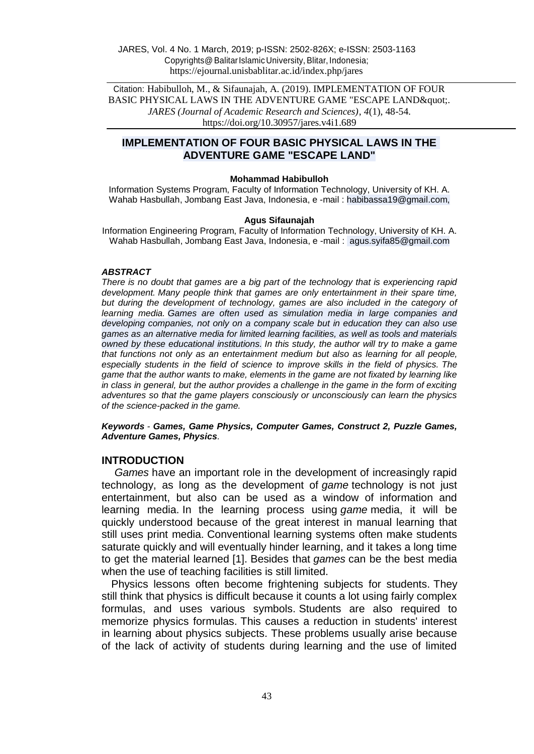JARES, Vol. 4 No. 1 March, 2019; p-ISSN: 2502-826X; e-ISSN: 2503-1163
Copyrights@ Balitar Islamic University, Blitar, Indonesia;
https://ejournal.unisbablitar.ac.id/index.php/jares

Citation: Habibulloh, M., & Sifaunajah, A. (2019). IMPLEMENTATION OF FOUR BASIC PHYSICAL LAWS IN THE ADVENTURE GAME "ESCAPE LAND&quot;. *JARES (Journal of Academic Research and Sciences)*, *4*(1), 48-54. https://doi.org/10.30957/jares.v4i1.689

# IMPLEMENTATION OF FOUR BASIC PHYSICAL LAWS IN THE ADVENTURE GAME "ESCAPE LAND"

**Mohammad Habibulloh**

Information Systems Program, Faculty of Information Technology, University of KH. A. Wahab Hasbullah, Jombang East Java, Indonesia, e -mail : habibassa19@gmail.com,

**Agus Sifaunajah**

Information Engineering Program, Faculty of Information Technology, University of KH. A. Wahab Hasbullah, Jombang East Java, Indonesia, e -mail : agus.syifa85@gmail.com

***ABSTRACT***

*There is no doubt that games are a big part of the technology that is experiencing rapid development. Many people think that games are only entertainment in their spare time, but during the development of technology, games are also included in the category of learning media. Games are often used as simulation media in large companies and developing companies, not only on a company scale but in education they can also use games as an alternative media for limited learning facilities, as well as tools and materials owned by these educational institutions. In this study, the author will try to make a game that functions not only as an entertainment medium but also as learning for all people, especially students in the field of science to improve skills in the field of physics. The game that the author wants to make, elements in the game are not fixated by learning like in class in general, but the author provides a challenge in the game in the form of exciting adventures so that the game players consciously or unconsciously can learn the physics of the science-packed in the game.*

***Keywords*** *- **Games, Game Physics, Computer Games, Construct 2, Puzzle Games, Adventure Games, Physics**.*

## INTRODUCTION

*Games* have an important role in the development of increasingly rapid technology, as long as the development of *game* technology is not just entertainment, but also can be used as a window of information and learning media. In the learning process using *game* media, it will be quickly understood because of the great interest in manual learning that still uses print media. Conventional learning systems often make students saturate quickly and will eventually hinder learning, and it takes a long time to get the material learned [1]. Besides that *games* can be the best media when the use of teaching facilities is still limited.

Physics lessons often become frightening subjects for students. They still think that physics is difficult because it counts a lot using fairly complex formulas, and uses various symbols. Students are also required to memorize physics formulas. This causes a reduction in students' interest in learning about physics subjects. These problems usually arise because of the lack of activity of students during learning and the use of limited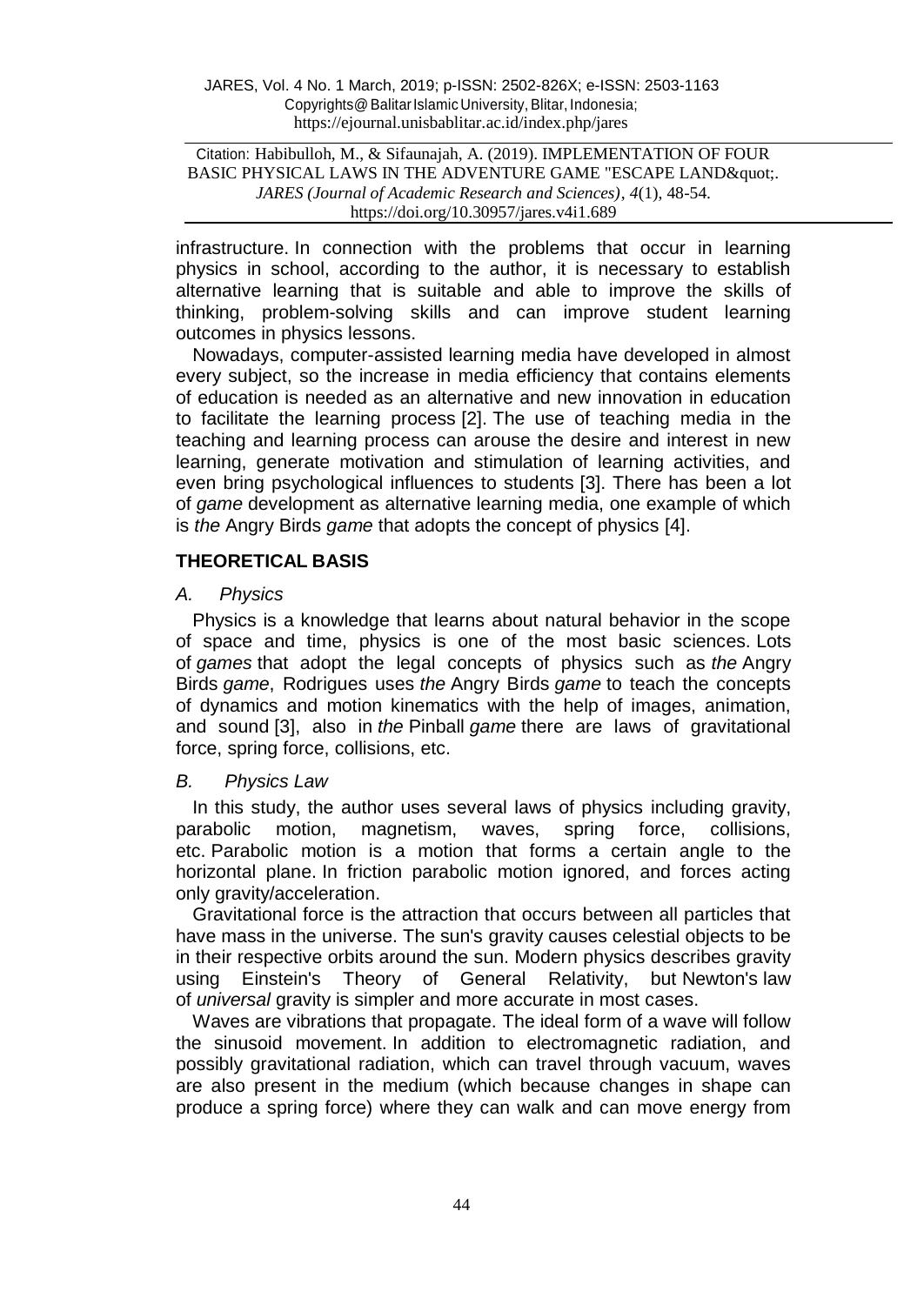infrastructure. In connection with the problems that occur in learning physics in school, according to the author, it is necessary to establish alternative learning that is suitable and able to improve the skills of thinking, problem-solving skills and can improve student learning outcomes in physics lessons.

Nowadays, computer-assisted learning media have developed in almost every subject, so the increase in media efficiency that contains elements of education is needed as an alternative and new innovation in education to facilitate the learning process [2]. The use of teaching media in the teaching and learning process can arouse the desire and interest in new learning, generate motivation and stimulation of learning activities, and even bring psychological influences to students [3]. There has been a lot of *game* development as alternative learning media, one example of which is *the* Angry Birds *game* that adopts the concept of physics [4].

## THEORETICAL BASIS

### *A. Physics*

Physics is a knowledge that learns about natural behavior in the scope of space and time, physics is one of the most basic sciences. Lots of *games* that adopt the legal concepts of physics such as *the* Angry Birds *game*, Rodrigues uses *the* Angry Birds *game* to teach the concepts of dynamics and motion kinematics with the help of images, animation, and sound [3], also in *the* Pinball *game* there are laws of gravitational force, spring force, collisions, etc.

### *B. Physics Law*

In this study, the author uses several laws of physics including gravity, parabolic motion, magnetism, waves, spring force, collisions, etc. Parabolic motion is a motion that forms a certain angle to the horizontal plane. In friction parabolic motion ignored, and forces acting only gravity/acceleration.

Gravitational force is the attraction that occurs between all particles that have mass in the universe. The sun's gravity causes celestial objects to be in their respective orbits around the sun. Modern physics describes gravity using Einstein's Theory of General Relativity, but Newton's law of *universal* gravity is simpler and more accurate in most cases.

Waves are vibrations that propagate. The ideal form of a wave will follow the sinusoid movement. In addition to electromagnetic radiation, and possibly gravitational radiation, which can travel through vacuum, waves are also present in the medium (which because changes in shape can produce a spring force) where they can walk and can move energy from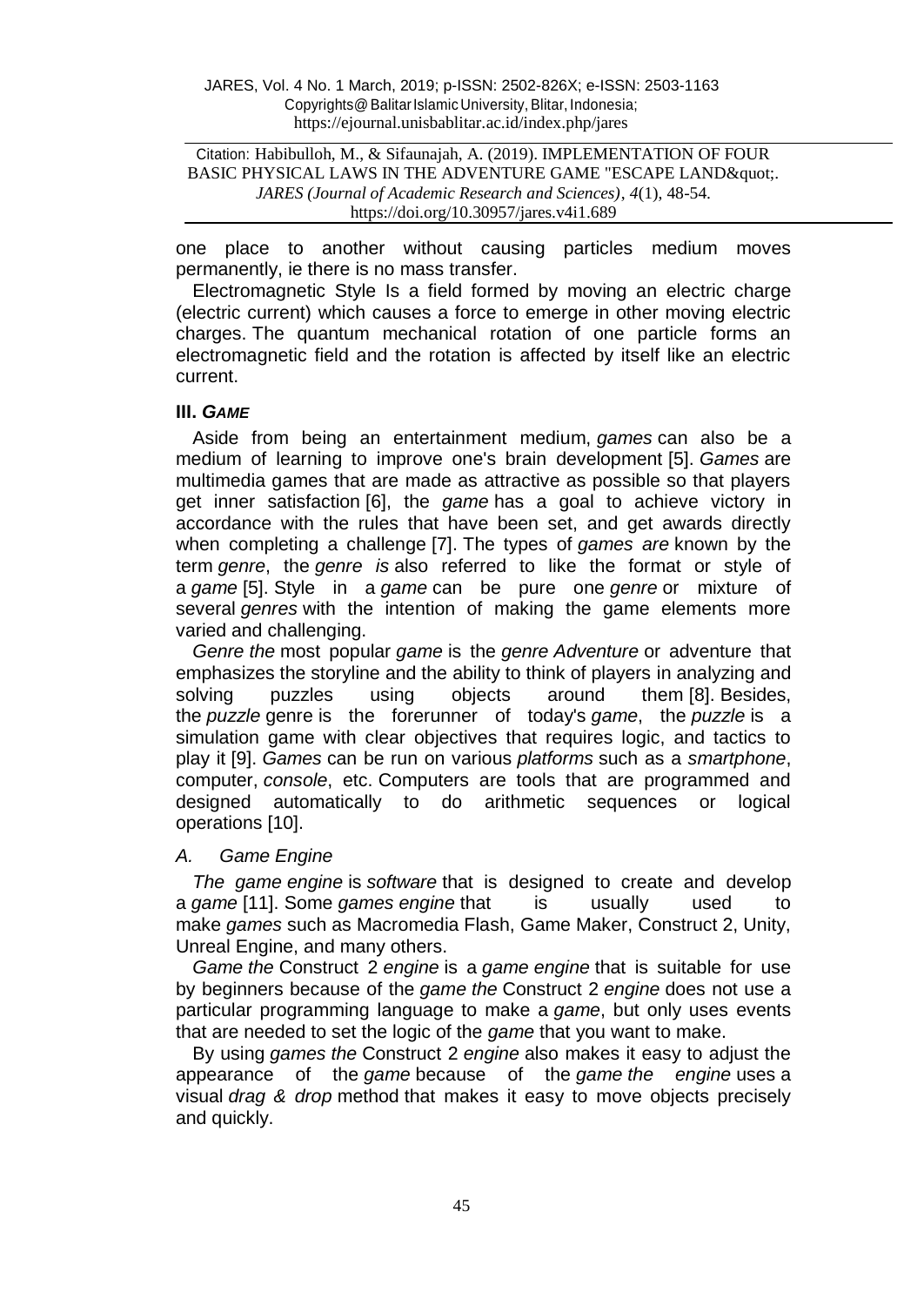one place to another without causing particles medium moves permanently, ie there is no mass transfer.

Electromagnetic Style Is a field formed by moving an electric charge (electric current) which causes a force to emerge in other moving electric charges. The quantum mechanical rotation of one particle forms an electromagnetic field and the rotation is affected by itself like an electric current.

### III. *GAME*

Aside from being an entertainment medium, *games* can also be a medium of learning to improve one's brain development [5]. *Games* are multimedia games that are made as attractive as possible so that players get inner satisfaction [6], the *game* has a goal to achieve victory in accordance with the rules that have been set, and get awards directly when completing a challenge [7]. The types of *games are* known by the term *genre*, the *genre is* also referred to like the format or style of a *game* [5]. Style in a *game* can be pure one *genre* or mixture of several *genres* with the intention of making the game elements more varied and challenging.

*Genre the* most popular *game* is the *genre Adventure* or adventure that emphasizes the storyline and the ability to think of players in analyzing and solving puzzles using objects around them [8]. Besides, the *puzzle* genre is the forerunner of today's *game*, the *puzzle* is a simulation game with clear objectives that requires logic, and tactics to play it [9]. *Games* can be run on various *platforms* such as a *smartphone*, computer, *console*, etc. Computers are tools that are programmed and designed automatically to do arithmetic sequences or logical operations [10].

#### *A. Game Engine*

*The game engine* is *software* that is designed to create and develop a *game* [11]. Some *games engine* that is usually used to make *games* such as Macromedia Flash, Game Maker, Construct 2, Unity, Unreal Engine, and many others.

*Game the* Construct 2 *engine* is a *game engine* that is suitable for use by beginners because of the *game the* Construct 2 *engine* does not use a particular programming language to make a *game*, but only uses events that are needed to set the logic of the *game* that you want to make.

By using *games the* Construct 2 *engine* also makes it easy to adjust the appearance of the *game* because of the *game the engine* uses a visual *drag & drop* method that makes it easy to move objects precisely and quickly.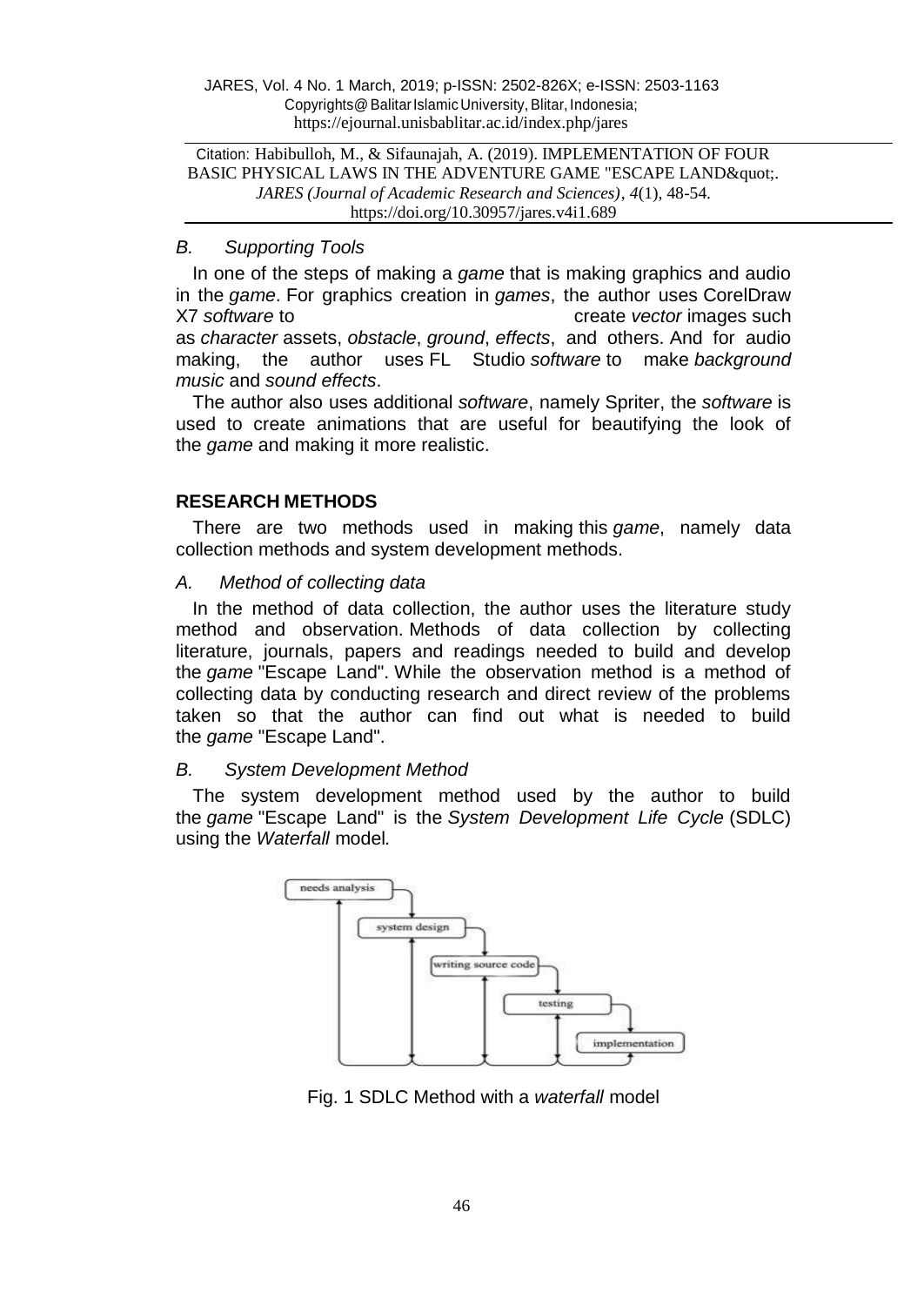### *B. Supporting Tools*

In one of the steps of making a *game* that is making graphics and audio in the *game*. For graphics creation in *games*, the author uses CorelDraw X7 *software* to create *vector* images such as *character* assets, *obstacle*, *ground*, *effects*, and others. And for audio making, the author uses FL Studio *software* to make *background music* and *sound effects*.

The author also uses additional *software*, namely Spriter, the *software* is used to create animations that are useful for beautifying the look of the *game* and making it more realistic.

## RESEARCH METHODS

There are two methods used in making this *game*, namely data collection methods and system development methods.

### *A. Method of collecting data*

In the method of data collection, the author uses the literature study method and observation. Methods of data collection by collecting literature, journals, papers and readings needed to build and develop the *game* "Escape Land". While the observation method is a method of collecting data by conducting research and direct review of the problems taken so that the author can find out what is needed to build the *game* "Escape Land".

### *B. System Development Method*

The system development method used by the author to build the *game* "Escape Land" is the *System Development Life Cycle* (SDLC) using the *Waterfall* model*.*

Fig. 1 SDLC Method with a *waterfall* model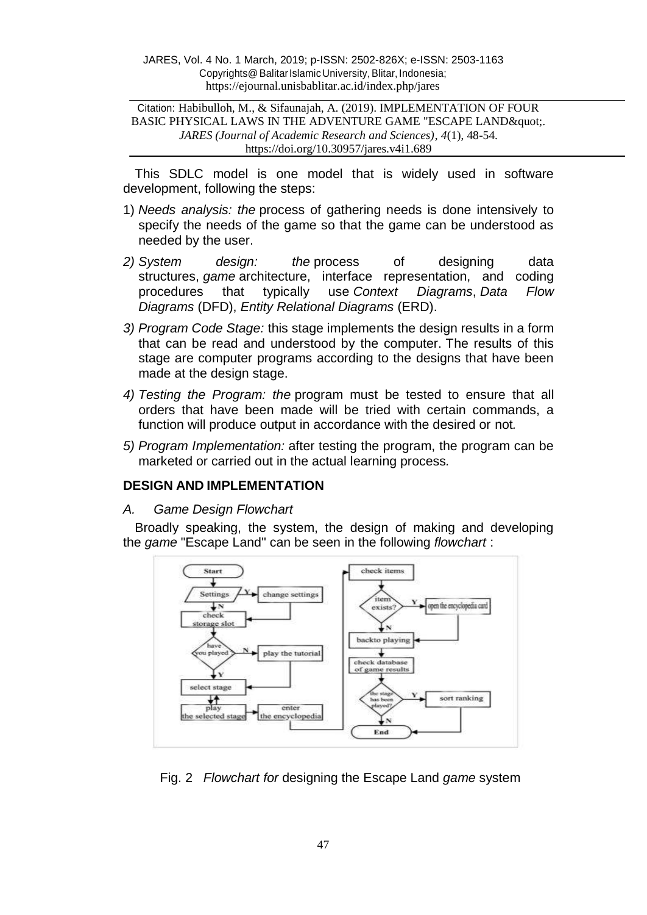This SDLC model is one model that is widely used in software development, following the steps:

1) *Needs analysis: the* process of gathering needs is done intensively to specify the needs of the game so that the game can be understood as needed by the user.
2) *System design: the* process of designing data structures, *game* architecture, interface representation, and coding procedures that typically use *Context Diagrams*, *Data Flow Diagrams* (DFD), *Entity Relational Diagrams* (ERD).
3) *Program Code Stage:* this stage implements the design results in a form that can be read and understood by the computer. The results of this stage are computer programs according to the designs that have been made at the design stage.
4) *Testing the Program: the* program must be tested to ensure that all orders that have been made will be tried with certain commands, a function will produce output in accordance with the desired or not*.*
5) *Program Implementation:* after testing the program, the program can be marketed or carried out in the actual learning process*.*

## DESIGN AND IMPLEMENTATION

### *A. Game Design Flowchart*

Broadly speaking, the system, the design of making and developing the *game* "Escape Land" can be seen in the following *flowchart* :

Fig. 2 *Flowchart for* designing the Escape Land *game* system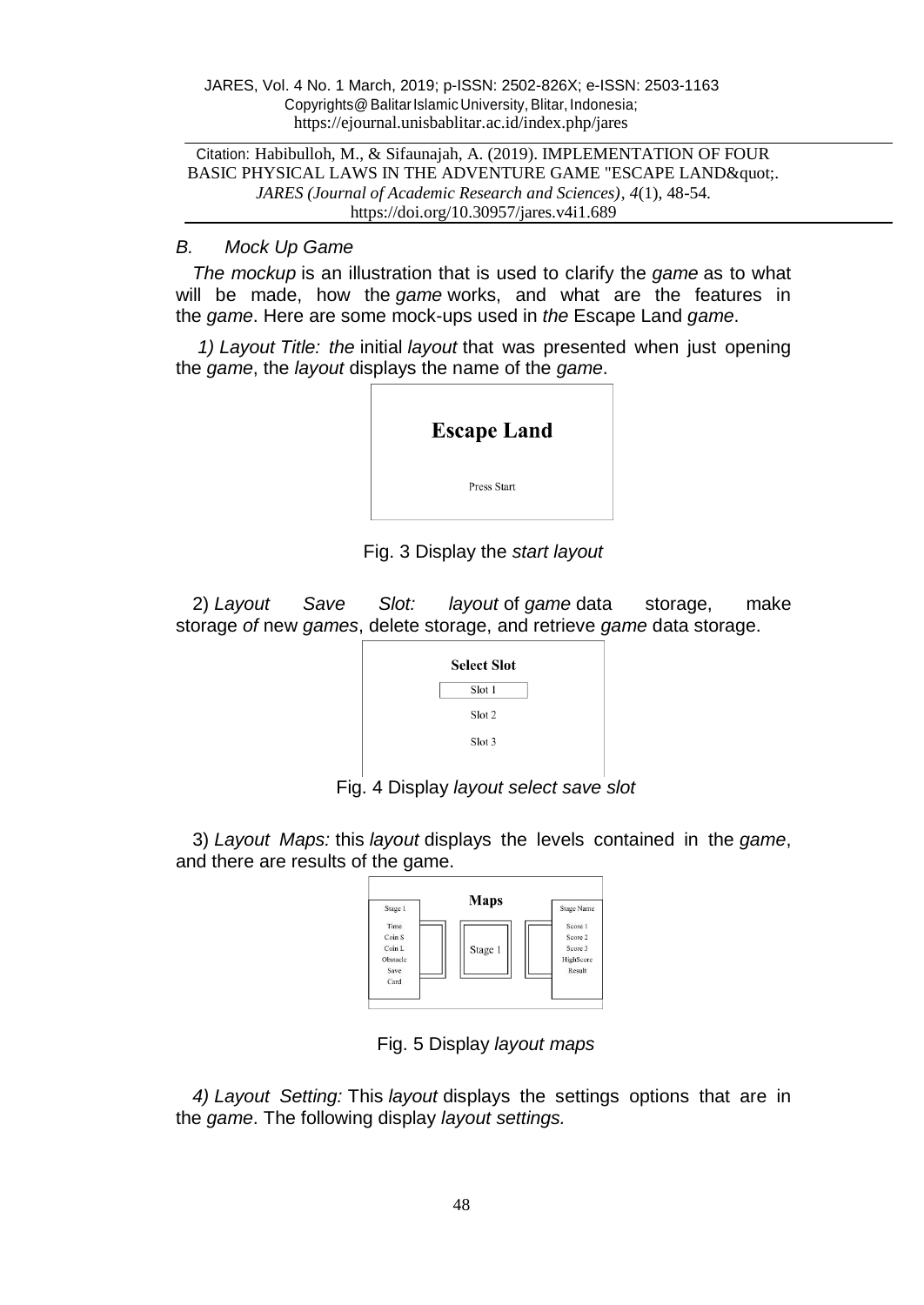*B. Mock Up Game*

*The mockup* is an illustration that is used to clarify the *game* as to what will be made, how the *game* works, and what are the features in the *game*. Here are some mock-ups used in *the* Escape Land *game*.

*1) Layout Title: the* initial *layout* that was presented when just opening the *game*, the *layout* displays the name of the *game*.

Fig. 3 Display the *start layout*

2) *Layout Save Slot: layout* of *game* data storage, make storage *of* new *games*, delete storage, and retrieve *game* data storage.

Fig. 4 Display *layout select save slot*

3) *Layout Maps:* this *layout* displays the levels contained in the *game*, and there are results of the game.

Fig. 5 Display *layout maps*

*4) Layout Setting:* This *layout* displays the settings options that are in the *game*. The following display *layout settings.*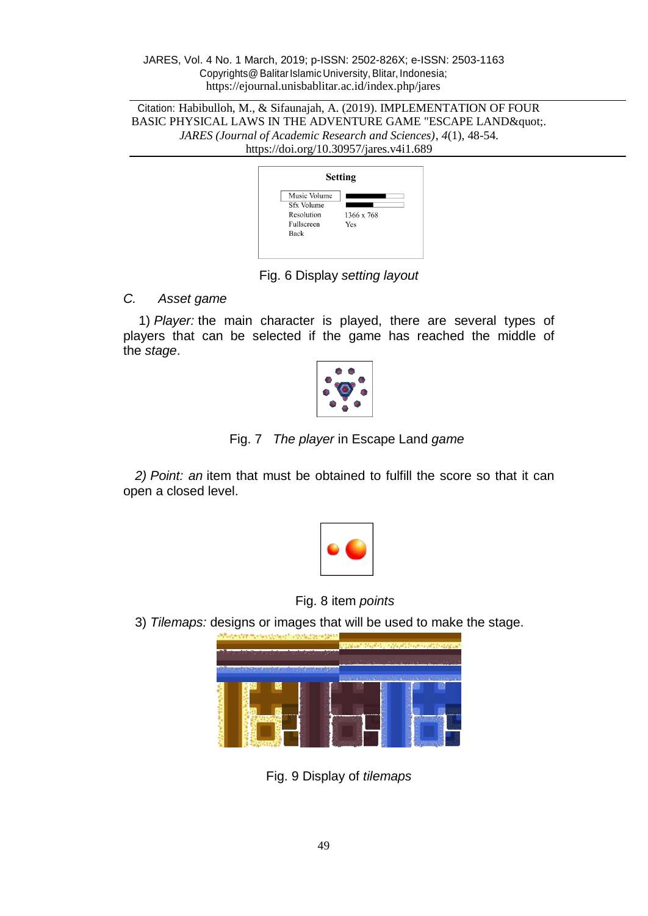Fig. 6 Display *setting layout*

*C. Asset game*

1) *Player:* the main character is played, there are several types of players that can be selected if the game has reached the middle of the *stage*.

Fig. 7 *The player* in Escape Land *game*

*2) Point: an* item that must be obtained to fulfill the score so that it can open a closed level.

Fig. 8 item *points*

3) *Tilemaps:* designs or images that will be used to make the stage.

Fig. 9 Display of *tilemaps*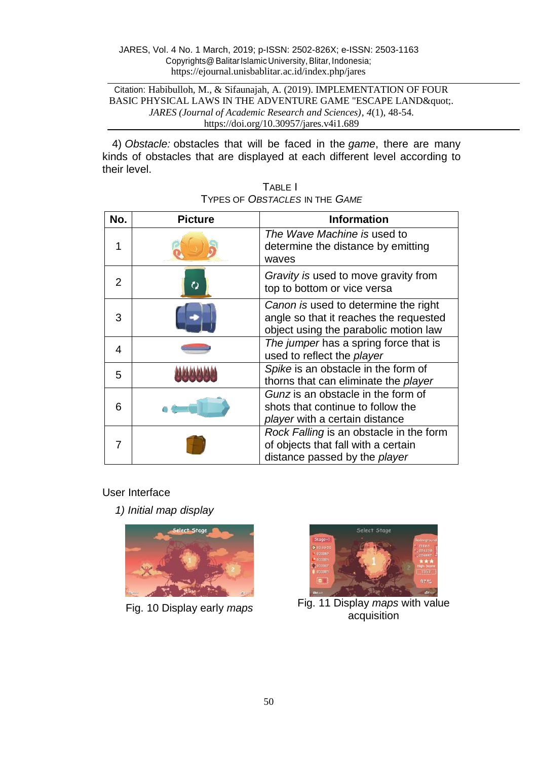4) *Obstacle:* obstacles that will be faced in the *game*, there are many kinds of obstacles that are displayed at each different level according to their level.

TABLE I
TYPES OF *OBSTACLES* IN THE *GAME*

| No. | Picture | Information |
|---|---|---|
| 1 | | *The Wave Machine is* used to determine the distance by emitting waves |
| 2 | | *Gravity is* used to move gravity from top to bottom or vice versa |
| 3 | | *Canon is* used to determine the right angle so that it reaches the requested object using the parabolic motion law |
| 4 | | *The jumper* has a spring force that is used to reflect the *player* |
| 5 | | *Spike* is an obstacle in the form of thorns that can eliminate the *player* |
| 6 | | *Gunz* is an obstacle in the form of shots that continue to follow the *player* with a certain distance |
| 7 | | *Rock Falling* is an obstacle in the form of objects that fall with a certain distance passed by the *player* |

User Interface

*1) Initial map display*

Fig. 10 Display early *maps*

Fig. 11 Display *maps* with value acquisition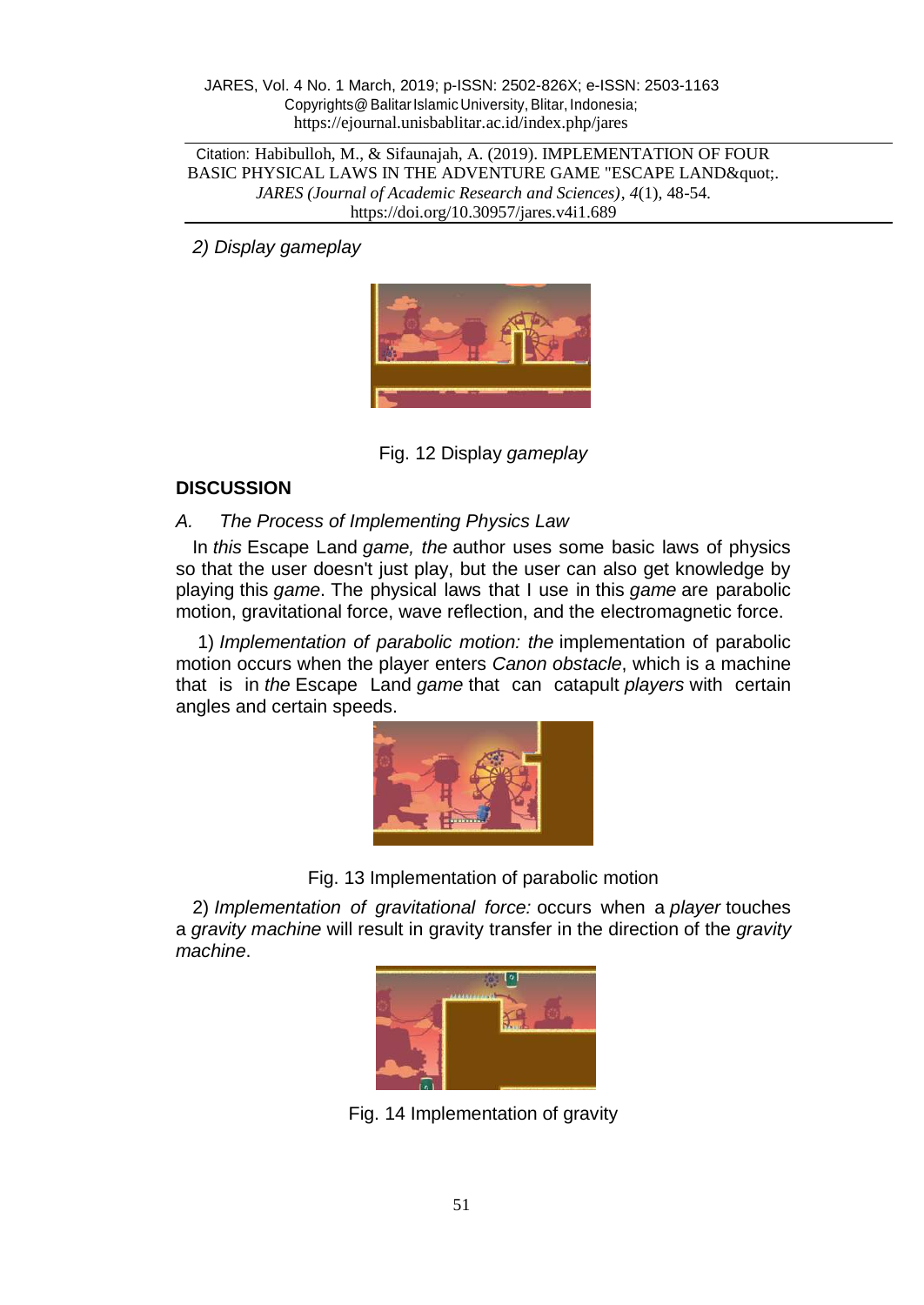2) *Display gameplay*

Fig. 12 Display *gameplay*

## DISCUSSION

### *A. The Process of Implementing Physics Law*

In *this* Escape Land *game, the* author uses some basic laws of physics so that the user doesn't just play, but the user can also get knowledge by playing this *game*. The physical laws that I use in this *game* are parabolic motion, gravitational force, wave reflection, and the electromagnetic force.

1) *Implementation of parabolic motion: the* implementation of parabolic motion occurs when the player enters *Canon obstacle*, which is a machine that is in *the* Escape Land *game* that can catapult *players* with certain angles and certain speeds.

Fig. 13 Implementation of parabolic motion

2) *Implementation of gravitational force:* occurs when a *player* touches a *gravity machine* will result in gravity transfer in the direction of the *gravity machine*.

Fig. 14 Implementation of gravity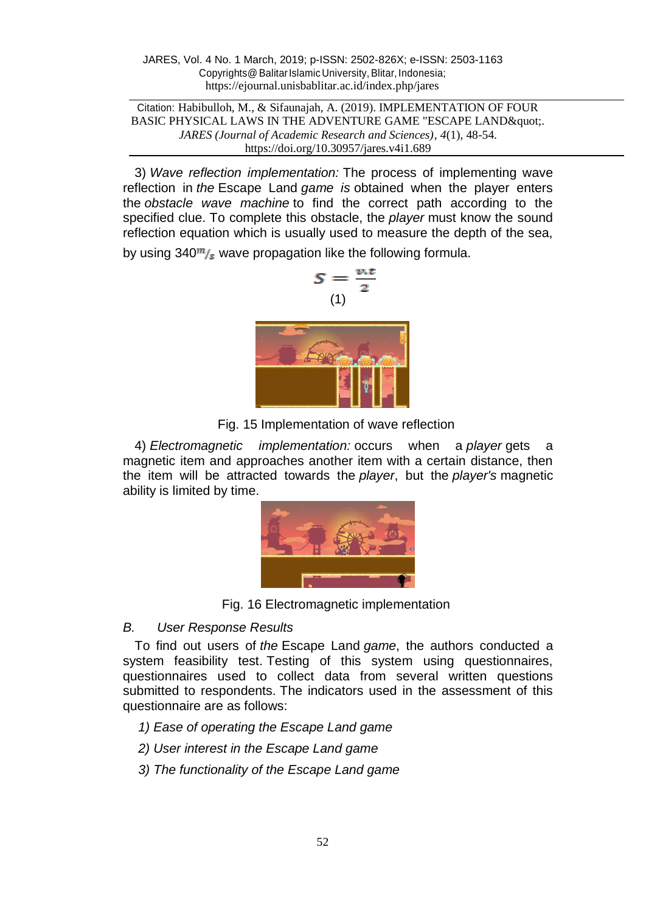3) *Wave reflection implementation:* The process of implementing wave reflection in *the* Escape Land *game is* obtained when the player enters the *obstacle wave machine* to find the correct path according to the specified clue. To complete this obstacle, the *player* must know the sound reflection equation which is usually used to measure the depth of the sea, by using 340$^{m}/_{s}$ wave propagation like the following formula.

$$S = \frac{v.t}{2} \quad (1)$$

Fig. 15 Implementation of wave reflection

4) *Electromagnetic implementation:* occurs when a *player* gets a magnetic item and approaches another item with a certain distance, then the item will be attracted towards the *player*, but the *player's* magnetic ability is limited by time.

Fig. 16 Electromagnetic implementation

### *B. User Response Results*

To find out users of *the* Escape Land *game*, the authors conducted a system feasibility test. Testing of this system using questionnaires, questionnaires used to collect data from several written questions submitted to respondents. The indicators used in the assessment of this questionnaire are as follows:

*1) Ease of operating the Escape Land game*

*2) User interest in the Escape Land game*

*3) The functionality of the Escape Land game*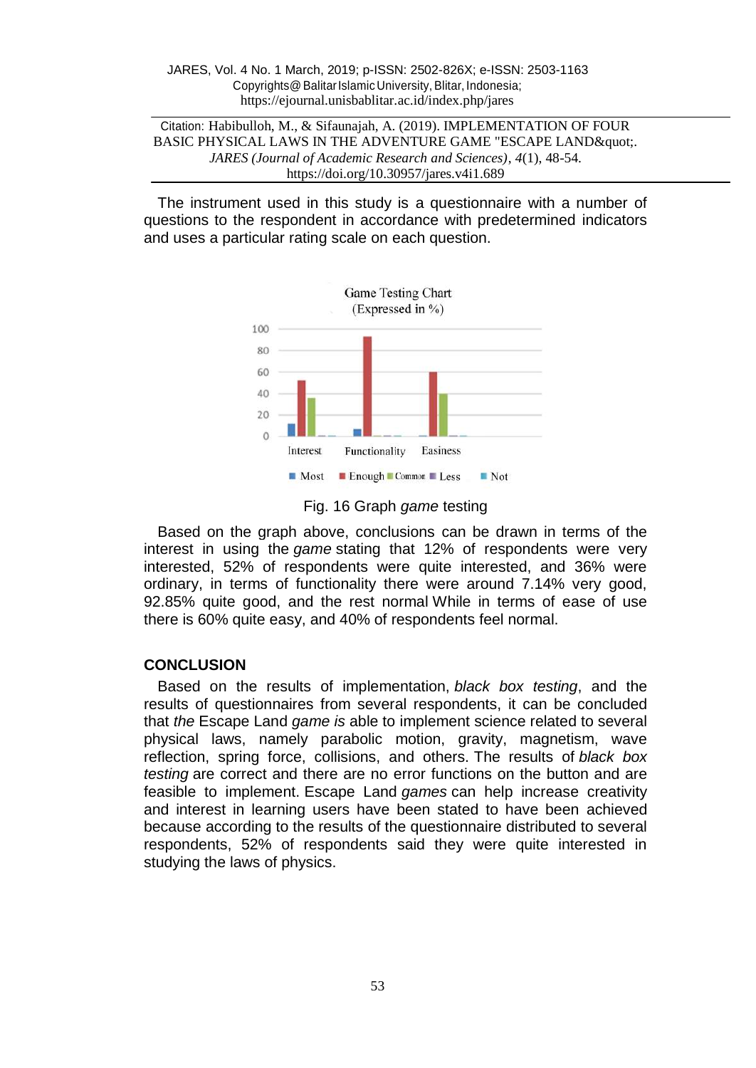The instrument used in this study is a questionnaire with a number of questions to the respondent in accordance with predetermined indicators and uses a particular rating scale on each question.

Fig. 16 Graph *game* testing

Based on the graph above, conclusions can be drawn in terms of the interest in using the *game* stating that 12% of respondents were very interested, 52% of respondents were quite interested, and 36% were ordinary, in terms of functionality there were around 7.14% very good, 92.85% quite good, and the rest normal While in terms of ease of use there is 60% quite easy, and 40% of respondents feel normal.

## CONCLUSION

Based on the results of implementation, *black box testing*, and the results of questionnaires from several respondents, it can be concluded that *the* Escape Land *game is* able to implement science related to several physical laws, namely parabolic motion, gravity, magnetism, wave reflection, spring force, collisions, and others. The results of *black box testing* are correct and there are no error functions on the button and are feasible to implement. Escape Land *games* can help increase creativity and interest in learning users have been stated to have been achieved because according to the results of the questionnaire distributed to several respondents, 52% of respondents said they were quite interested in studying the laws of physics.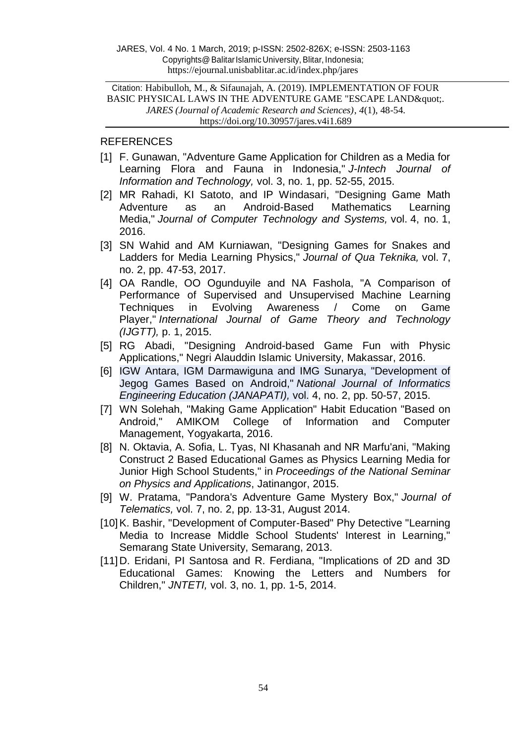## REFERENCES

[1] F. Gunawan, "Adventure Game Application for Children as a Media for Learning Flora and Fauna in Indonesia," *J-Intech Journal of Information and Technology,* vol. 3, no. 1, pp. 52-55, 2015.

[2] MR Rahadi, KI Satoto, and IP Windasari, "Designing Game Math Adventure as an Android-Based Mathematics Learning Media," *Journal of Computer Technology and Systems,* vol. 4, no. 1, 2016.

[3] SN Wahid and AM Kurniawan, "Designing Games for Snakes and Ladders for Media Learning Physics," *Journal of Qua Teknika,* vol. 7, no. 2, pp. 47-53, 2017.

[4] OA Randle, OO Ogunduyile and NA Fashola, "A Comparison of Performance of Supervised and Unsupervised Machine Learning Techniques in Evolving Awareness / Come on Game Player," *International Journal of Game Theory and Technology (IJGTT),* p. 1, 2015.

[5] RG Abadi, "Designing Android-based Game Fun with Physic Applications," Negri Alauddin Islamic University, Makassar, 2016.

[6] IGW Antara, IGM Darmawiguna and IMG Sunarya, "Development of Jegog Games Based on Android," *National Journal of Informatics Engineering Education (JANAPATI),* vol. 4, no. 2, pp. 50-57, 2015.

[7] WN Solehah, "Making Game Application" Habit Education "Based on Android," AMIKOM College of Information and Computer Management, Yogyakarta, 2016.

[8] N. Oktavia, A. Sofia, L. Tyas, NI Khasanah and NR Marfu'ani, "Making Construct 2 Based Educational Games as Physics Learning Media for Junior High School Students," in *Proceedings of the National Seminar on Physics and Applications*, Jatinangor, 2015.

[9] W. Pratama, "Pandora's Adventure Game Mystery Box," *Journal of Telematics,* vol. 7, no. 2, pp. 13-31, August 2014.

[10] K. Bashir, "Development of Computer-Based" Phy Detective "Learning Media to Increase Middle School Students' Interest in Learning," Semarang State University, Semarang, 2013.

[11] D. Eridani, PI Santosa and R. Ferdiana, "Implications of 2D and 3D Educational Games: Knowing the Letters and Numbers for Children," *JNTETI,* vol. 3, no. 1, pp. 1-5, 2014.